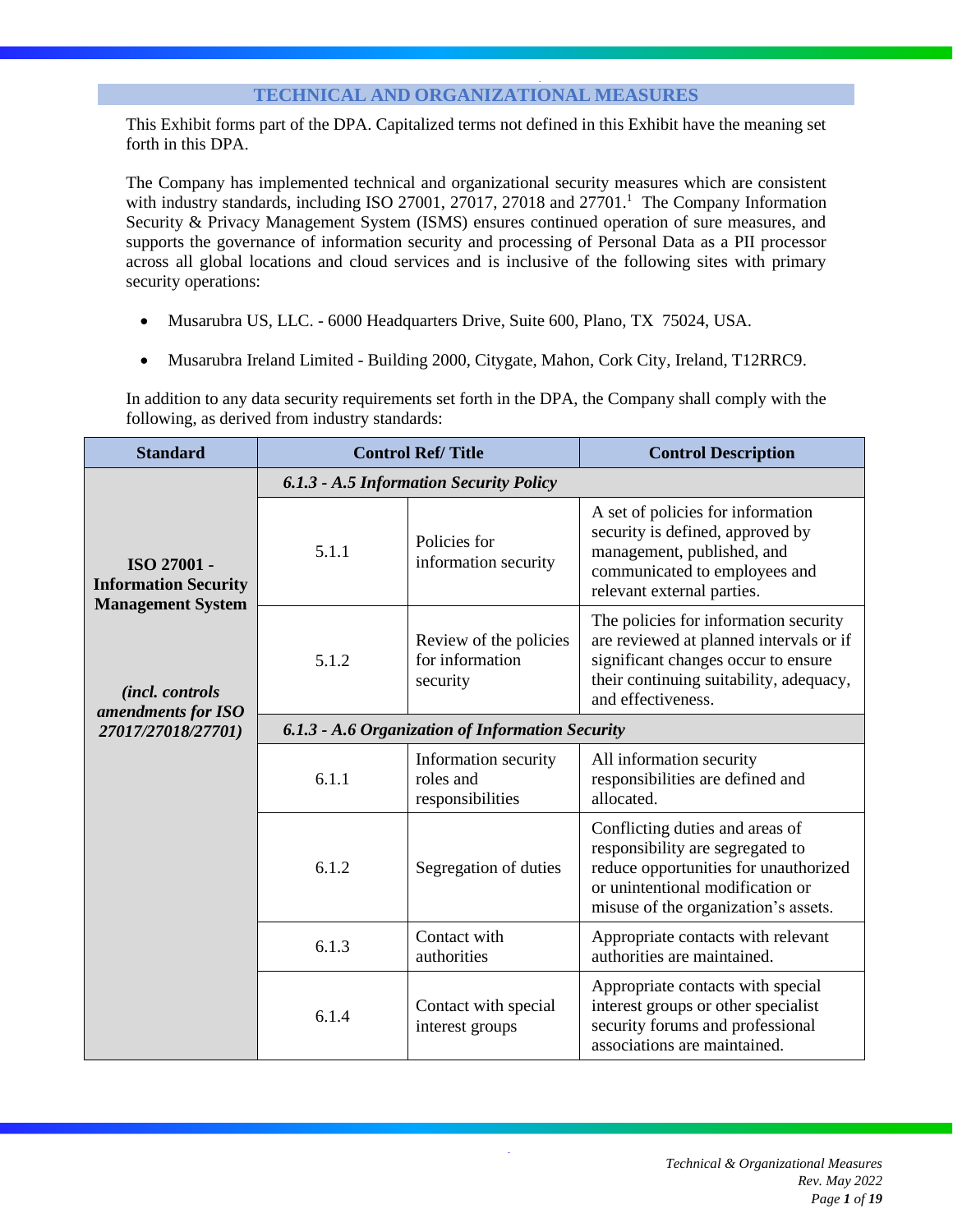# TECHNICAL AND ORGANIZATIONAL MEASURES

This Exhibit forms part of the DPA. Capitalized terms not defined in this Exhibit have the meaning set forth in this DPA.

The Company has implemented technical and organizational security measures which are consistent with industry standards, including ISO 27001, 27017, 27018 and 27701.[1] The Company Information Security & Privacy Management System (ISMS) ensures continued operation of sure measures, and supports the governance of information security and processing of Personal Data as a PII processor across all global locations and cloud services and is inclusive of the following sites with primary security operations:

- Musarubra US, LLC. - 6000 Headquarters Drive, Suite 600, Plano, TX 75024, USA.
- Musarubra Ireland Limited - Building 2000, Citygate, Mahon, Cork City, Ireland, T12RRC9.

In addition to any data security requirements set forth in the DPA, the Company shall comply with the following, as derived from industry standards:

| Standard | Control Ref/ Title | | Control Description |
|---|---|---|---|
| **ISO 27001 - Information Security Management System** *(incl. controls amendments for ISO 27017/27018/27701)* | ***6.1.3 - A.5 Information Security Policy*** | | |
| | 5.1.1 | Policies for information security | A set of policies for information security is defined, approved by management, published, and communicated to employees and relevant external parties. |
| | 5.1.2 | Review of the policies for information security | The policies for information security are reviewed at planned intervals or if significant changes occur to ensure their continuing suitability, adequacy, and effectiveness. |
| | ***6.1.3 - A.6 Organization of Information Security*** | | |
| | 6.1.1 | Information security roles and responsibilities | All information security responsibilities are defined and allocated. |
| | 6.1.2 | Segregation of duties | Conflicting duties and areas of responsibility are segregated to reduce opportunities for unauthorized or unintentional modification or misuse of the organization's assets. |
| | 6.1.3 | Contact with authorities | Appropriate contacts with relevant authorities are maintained. |
| | 6.1.4 | Contact with special interest groups | Appropriate contacts with special interest groups or other specialist security forums and professional associations are maintained. |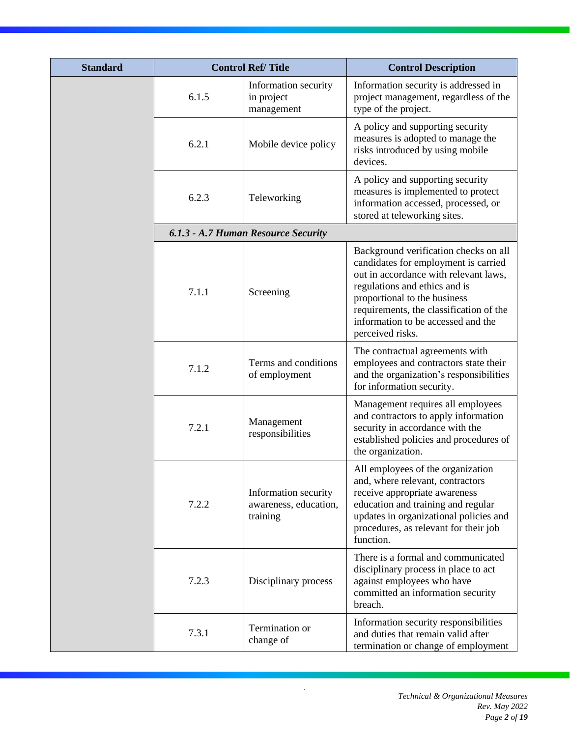| Standard | Control Ref/ Title | | Control Description |
|---|---|---|---|
| | 6.1.5 | Information security in project management | Information security is addressed in project management, regardless of the type of the project. |
| | 6.2.1 | Mobile device policy | A policy and supporting security measures is adopted to manage the risks introduced by using mobile devices. |
| | 6.2.3 | Teleworking | A policy and supporting security measures is implemented to protect information accessed, processed, or stored at teleworking sites. |
| | ***6.1.3 - A.7 Human Resource Security*** | | |
| | 7.1.1 | Screening | Background verification checks on all candidates for employment is carried out in accordance with relevant laws, regulations and ethics and is proportional to the business requirements, the classification of the information to be accessed and the perceived risks. |
| | 7.1.2 | Terms and conditions of employment | The contractual agreements with employees and contractors state their and the organization's responsibilities for information security. |
| | 7.2.1 | Management responsibilities | Management requires all employees and contractors to apply information security in accordance with the established policies and procedures of the organization. |
| | 7.2.2 | Information security awareness, education, training | All employees of the organization and, where relevant, contractors receive appropriate awareness education and training and regular updates in organizational policies and procedures, as relevant for their job function. |
| | 7.2.3 | Disciplinary process | There is a formal and communicated disciplinary process in place to act against employees who have committed an information security breach. |
| | 7.3.1 | Termination or change of | Information security responsibilities and duties that remain valid after termination or change of employment |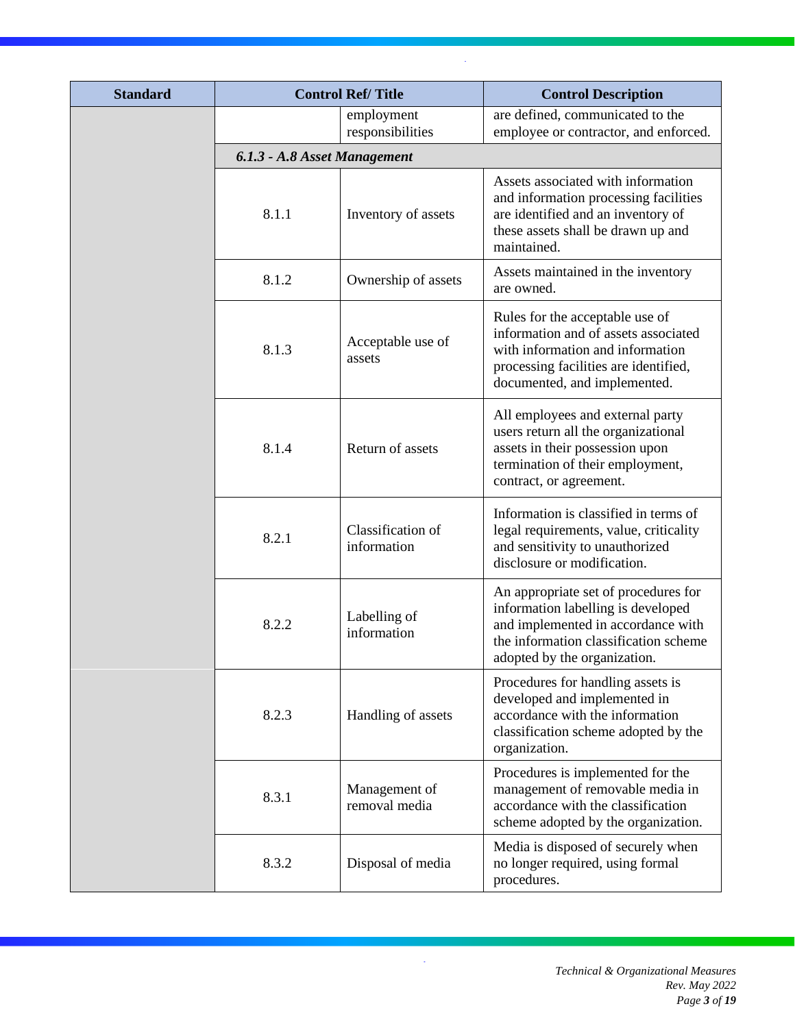| Standard | Control Ref/ Title | | Control Description |
|---|---|---|---|
| | | employment responsibilities | are defined, communicated to the employee or contractor, and enforced. |
| | ***6.1.3 - A.8 Asset Management*** | | |
| | 8.1.1 | Inventory of assets | Assets associated with information and information processing facilities are identified and an inventory of these assets shall be drawn up and maintained. |
| | 8.1.2 | Ownership of assets | Assets maintained in the inventory are owned. |
| | 8.1.3 | Acceptable use of assets | Rules for the acceptable use of information and of assets associated with information and information processing facilities are identified, documented, and implemented. |
| | 8.1.4 | Return of assets | All employees and external party users return all the organizational assets in their possession upon termination of their employment, contract, or agreement. |
| | 8.2.1 | Classification of information | Information is classified in terms of legal requirements, value, criticality and sensitivity to unauthorized disclosure or modification. |
| | 8.2.2 | Labelling of information | An appropriate set of procedures for information labelling is developed and implemented in accordance with the information classification scheme adopted by the organization. |
| | 8.2.3 | Handling of assets | Procedures for handling assets is developed and implemented in accordance with the information classification scheme adopted by the organization. |
| | 8.3.1 | Management of removal media | Procedures is implemented for the management of removable media in accordance with the classification scheme adopted by the organization. |
| | 8.3.2 | Disposal of media | Media is disposed of securely when no longer required, using formal procedures. |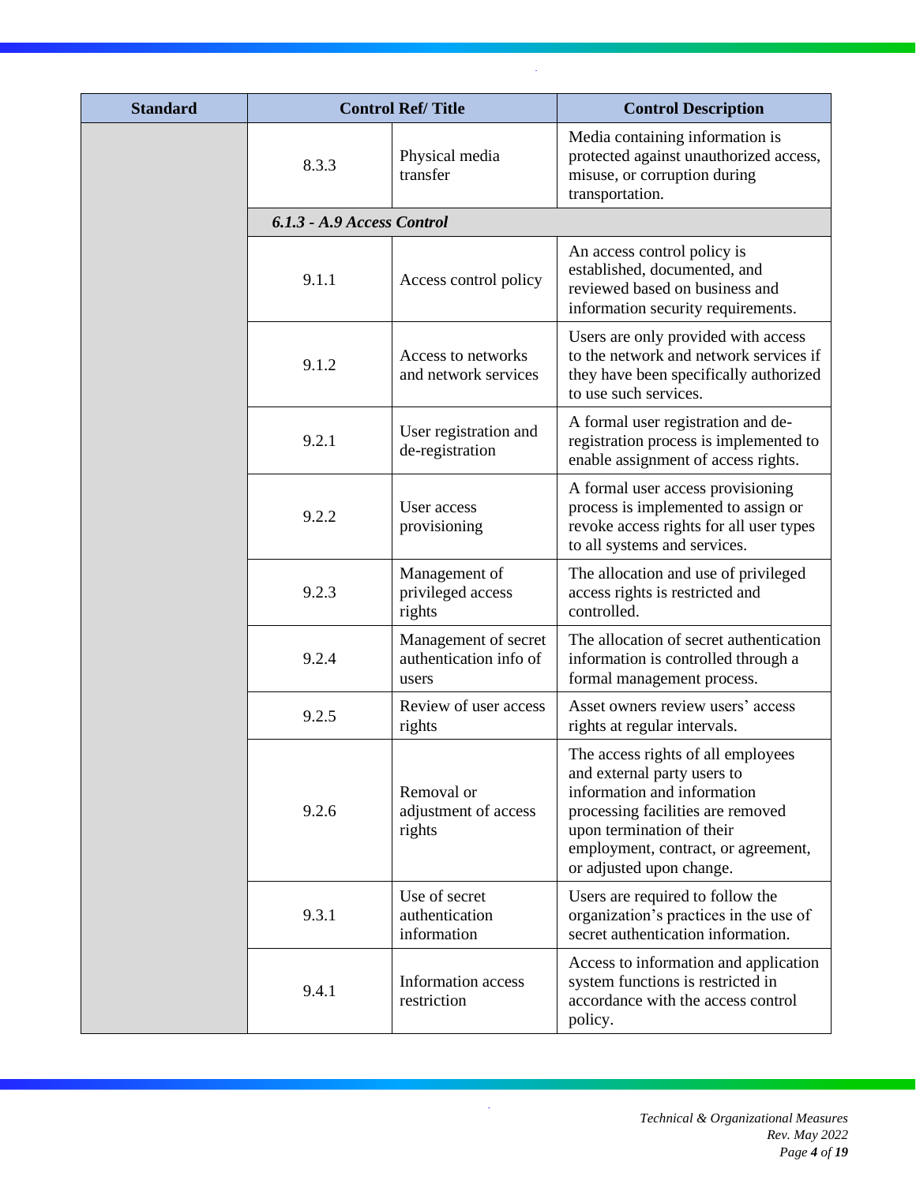| Standard | Control Ref/ Title | | Control Description |
|---|---|---|---|
| | 8.3.3 | Physical media transfer | Media containing information is protected against unauthorized access, misuse, or corruption during transportation. |
| | ***6.1.3 - A.9 Access Control*** | | |
| | 9.1.1 | Access control policy | An access control policy is established, documented, and reviewed based on business and information security requirements. |
| | 9.1.2 | Access to networks and network services | Users are only provided with access to the network and network services if they have been specifically authorized to use such services. |
| | 9.2.1 | User registration and de-registration | A formal user registration and de-registration process is implemented to enable assignment of access rights. |
| | 9.2.2 | User access provisioning | A formal user access provisioning process is implemented to assign or revoke access rights for all user types to all systems and services. |
| | 9.2.3 | Management of privileged access rights | The allocation and use of privileged access rights is restricted and controlled. |
| | 9.2.4 | Management of secret authentication info of users | The allocation of secret authentication information is controlled through a formal management process. |
| | 9.2.5 | Review of user access rights | Asset owners review users' access rights at regular intervals. |
| | 9.2.6 | Removal or adjustment of access rights | The access rights of all employees and external party users to information and information processing facilities are removed upon termination of their employment, contract, or agreement, or adjusted upon change. |
| | 9.3.1 | Use of secret authentication information | Users are required to follow the organization's practices in the use of secret authentication information. |
| | 9.4.1 | Information access restriction | Access to information and application system functions is restricted in accordance with the access control policy. |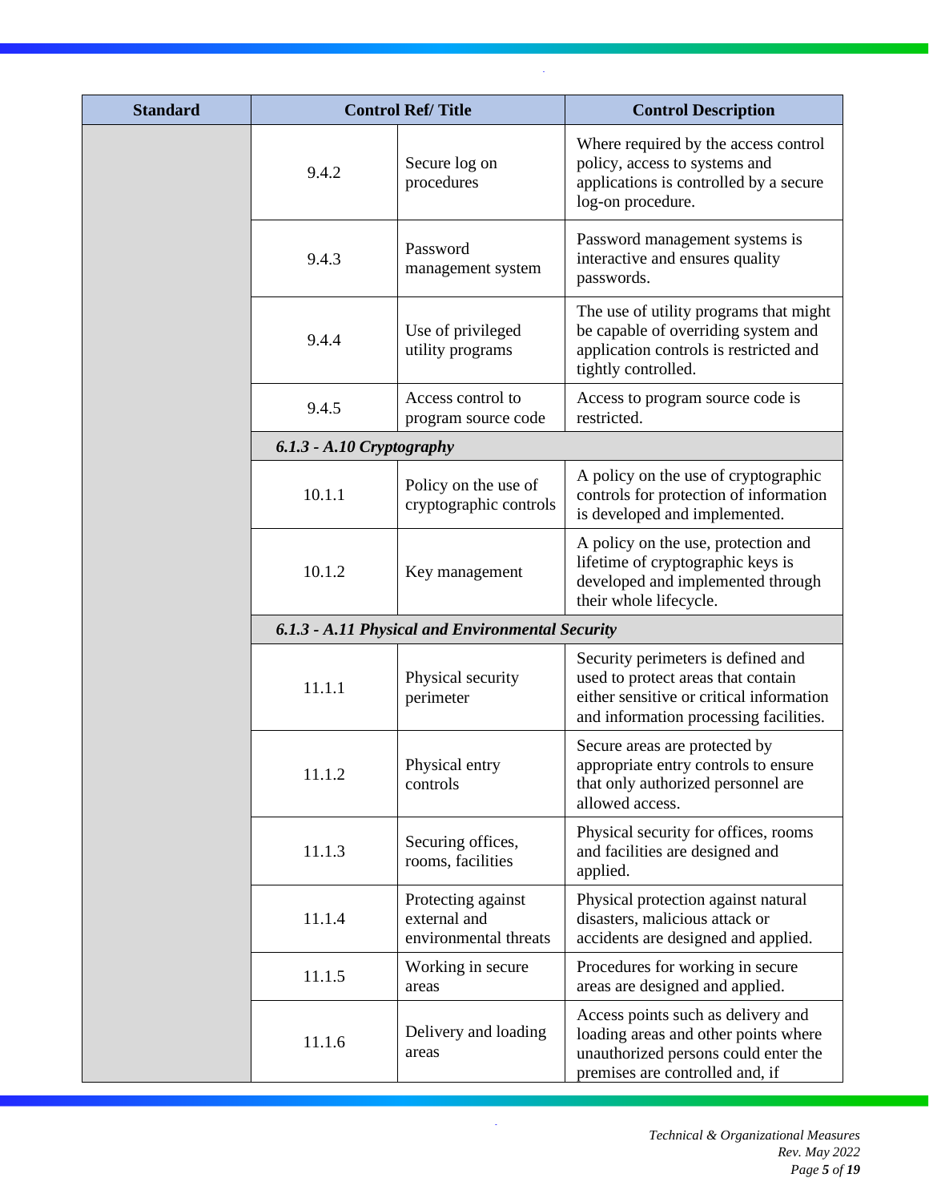| Standard | Control Ref/ Title | | Control Description |
|---|---|---|---|
| | 9.4.2 | Secure log on procedures | Where required by the access control policy, access to systems and applications is controlled by a secure log-on procedure. |
| | 9.4.3 | Password management system | Password management systems is interactive and ensures quality passwords. |
| | 9.4.4 | Use of privileged utility programs | The use of utility programs that might be capable of overriding system and application controls is restricted and tightly controlled. |
| | 9.4.5 | Access control to program source code | Access to program source code is restricted. |
| | ***6.1.3 - A.10 Cryptography*** | | |
| | 10.1.1 | Policy on the use of cryptographic controls | A policy on the use of cryptographic controls for protection of information is developed and implemented. |
| | 10.1.2 | Key management | A policy on the use, protection and lifetime of cryptographic keys is developed and implemented through their whole lifecycle. |
| | ***6.1.3 - A.11 Physical and Environmental Security*** | | |
| | 11.1.1 | Physical security perimeter | Security perimeters is defined and used to protect areas that contain either sensitive or critical information and information processing facilities. |
| | 11.1.2 | Physical entry controls | Secure areas are protected by appropriate entry controls to ensure that only authorized personnel are allowed access. |
| | 11.1.3 | Securing offices, rooms, facilities | Physical security for offices, rooms and facilities are designed and applied. |
| | 11.1.4 | Protecting against external and environmental threats | Physical protection against natural disasters, malicious attack or accidents are designed and applied. |
| | 11.1.5 | Working in secure areas | Procedures for working in secure areas are designed and applied. |
| | 11.1.6 | Delivery and loading areas | Access points such as delivery and loading areas and other points where unauthorized persons could enter the premises are controlled and, if |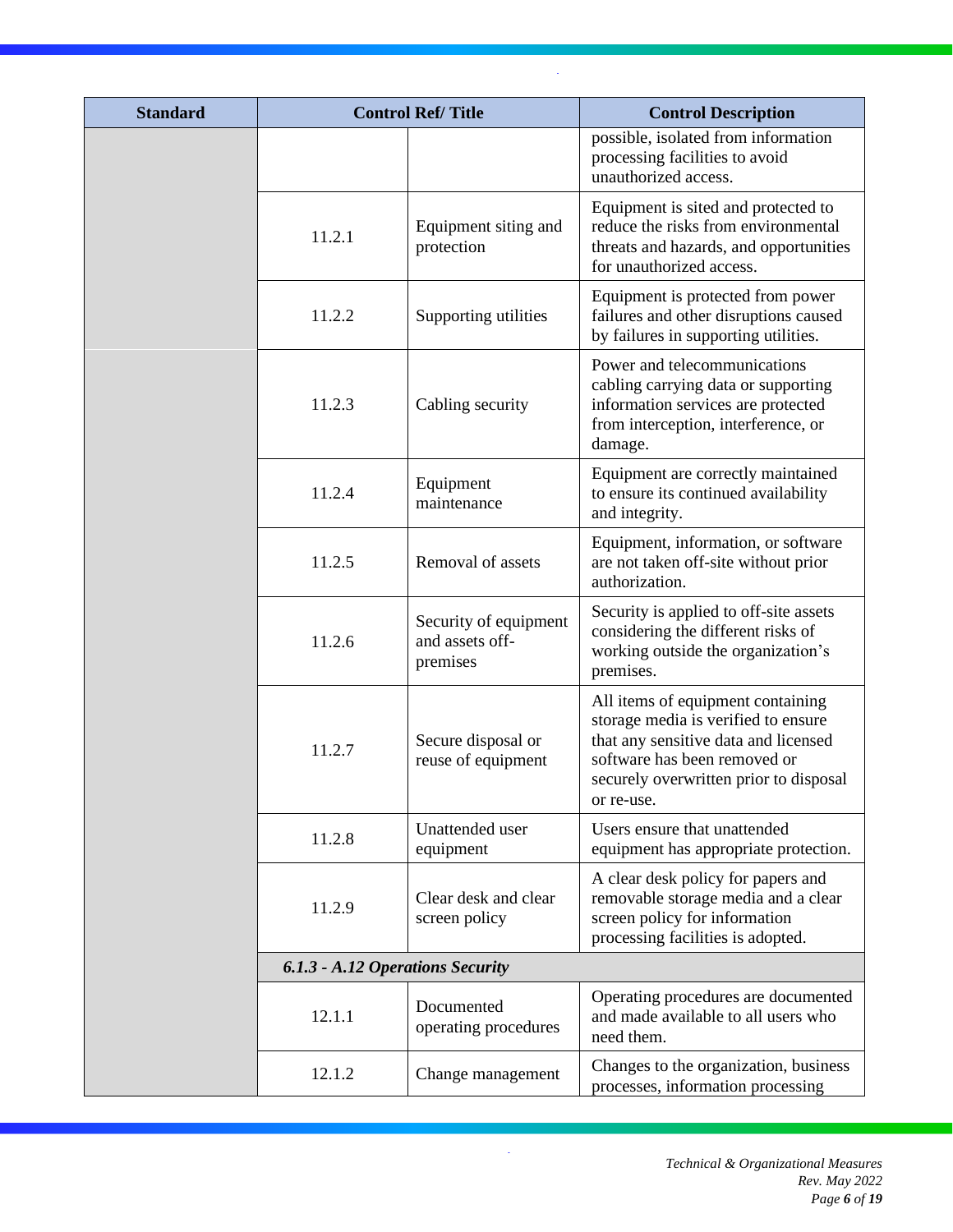| Standard | Control Ref/ Title | | Control Description |
|---|---|---|---|
| | | | possible, isolated from information processing facilities to avoid unauthorized access. |
| | 11.2.1 | Equipment siting and protection | Equipment is sited and protected to reduce the risks from environmental threats and hazards, and opportunities for unauthorized access. |
| | 11.2.2 | Supporting utilities | Equipment is protected from power failures and other disruptions caused by failures in supporting utilities. |
| | 11.2.3 | Cabling security | Power and telecommunications cabling carrying data or supporting information services are protected from interception, interference, or damage. |
| | 11.2.4 | Equipment maintenance | Equipment are correctly maintained to ensure its continued availability and integrity. |
| | 11.2.5 | Removal of assets | Equipment, information, or software are not taken off-site without prior authorization. |
| | 11.2.6 | Security of equipment and assets off-premises | Security is applied to off-site assets considering the different risks of working outside the organization's premises. |
| | 11.2.7 | Secure disposal or reuse of equipment | All items of equipment containing storage media is verified to ensure that any sensitive data and licensed software has been removed or securely overwritten prior to disposal or re-use. |
| | 11.2.8 | Unattended user equipment | Users ensure that unattended equipment has appropriate protection. |
| | 11.2.9 | Clear desk and clear screen policy | A clear desk policy for papers and removable storage media and a clear screen policy for information processing facilities is adopted. |
| | ***6.1.3 - A.12 Operations Security*** | | |
| | 12.1.1 | Documented operating procedures | Operating procedures are documented and made available to all users who need them. |
| | 12.1.2 | Change management | Changes to the organization, business processes, information processing |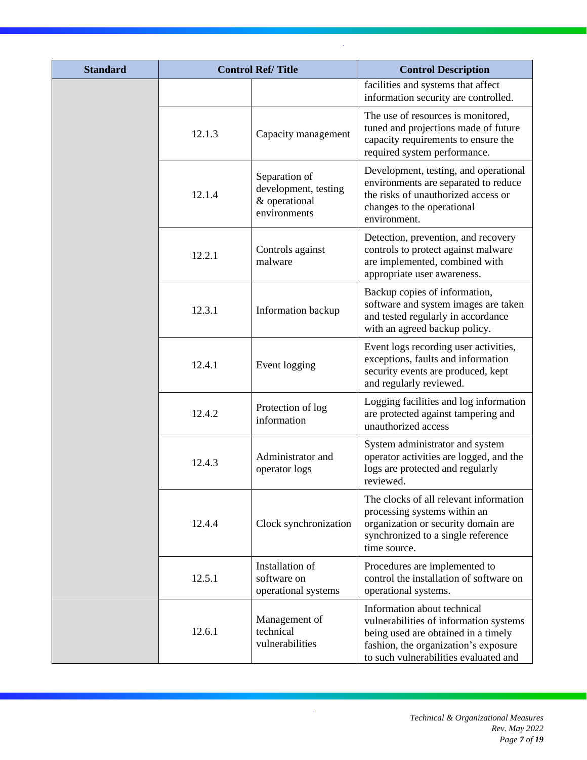| Standard | Control Ref/ Title | | Control Description |
|---|---|---|---|
| | | | facilities and systems that affect information security are controlled. |
| | 12.1.3 | Capacity management | The use of resources is monitored, tuned and projections made of future capacity requirements to ensure the required system performance. |
| | 12.1.4 | Separation of development, testing & operational environments | Development, testing, and operational environments are separated to reduce the risks of unauthorized access or changes to the operational environment. |
| | 12.2.1 | Controls against malware | Detection, prevention, and recovery controls to protect against malware are implemented, combined with appropriate user awareness. |
| | 12.3.1 | Information backup | Backup copies of information, software and system images are taken and tested regularly in accordance with an agreed backup policy. |
| | 12.4.1 | Event logging | Event logs recording user activities, exceptions, faults and information security events are produced, kept and regularly reviewed. |
| | 12.4.2 | Protection of log information | Logging facilities and log information are protected against tampering and unauthorized access |
| | 12.4.3 | Administrator and operator logs | System administrator and system operator activities are logged, and the logs are protected and regularly reviewed. |
| | 12.4.4 | Clock synchronization | The clocks of all relevant information processing systems within an organization or security domain are synchronized to a single reference time source. |
| | 12.5.1 | Installation of software on operational systems | Procedures are implemented to control the installation of software on operational systems. |
| | 12.6.1 | Management of technical vulnerabilities | Information about technical vulnerabilities of information systems being used are obtained in a timely fashion, the organization's exposure to such vulnerabilities evaluated and |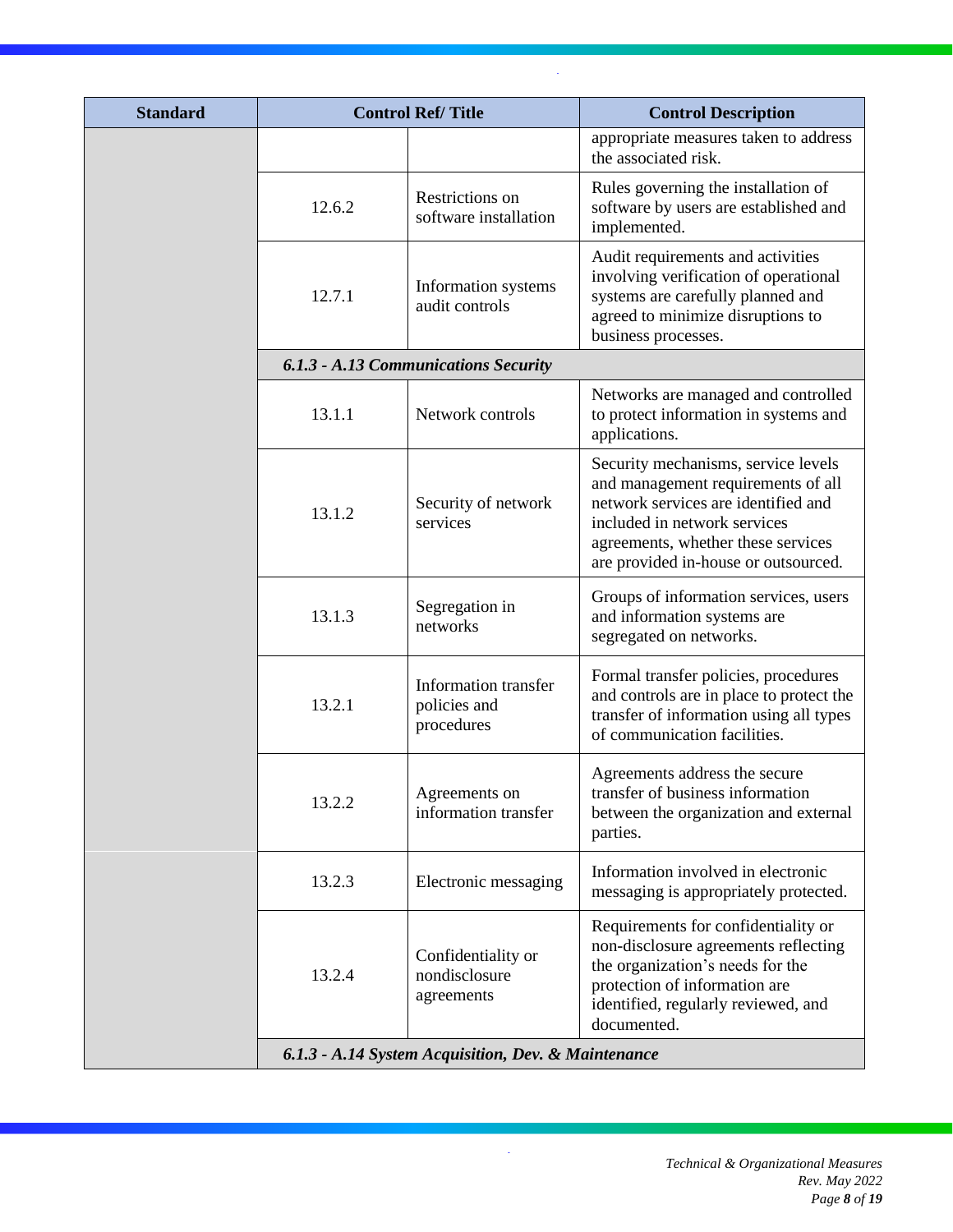| Standard | Control Ref/ Title | | Control Description |
|---|---|---|---|
| | | | appropriate measures taken to address the associated risk. |
| | 12.6.2 | Restrictions on software installation | Rules governing the installation of software by users are established and implemented. |
| | 12.7.1 | Information systems audit controls | Audit requirements and activities involving verification of operational systems are carefully planned and agreed to minimize disruptions to business processes. |
| | ***6.1.3 - A.13 Communications Security*** | | |
| | 13.1.1 | Network controls | Networks are managed and controlled to protect information in systems and applications. |
| | 13.1.2 | Security of network services | Security mechanisms, service levels and management requirements of all network services are identified and included in network services agreements, whether these services are provided in-house or outsourced. |
| | 13.1.3 | Segregation in networks | Groups of information services, users and information systems are segregated on networks. |
| | 13.2.1 | Information transfer policies and procedures | Formal transfer policies, procedures and controls are in place to protect the transfer of information using all types of communication facilities. |
| | 13.2.2 | Agreements on information transfer | Agreements address the secure transfer of business information between the organization and external parties. |
| | 13.2.3 | Electronic messaging | Information involved in electronic messaging is appropriately protected. |
| | 13.2.4 | Confidentiality or nondisclosure agreements | Requirements for confidentiality or non-disclosure agreements reflecting the organization's needs for the protection of information are identified, regularly reviewed, and documented. |
| | ***6.1.3 - A.14 System Acquisition, Dev. & Maintenance*** | | |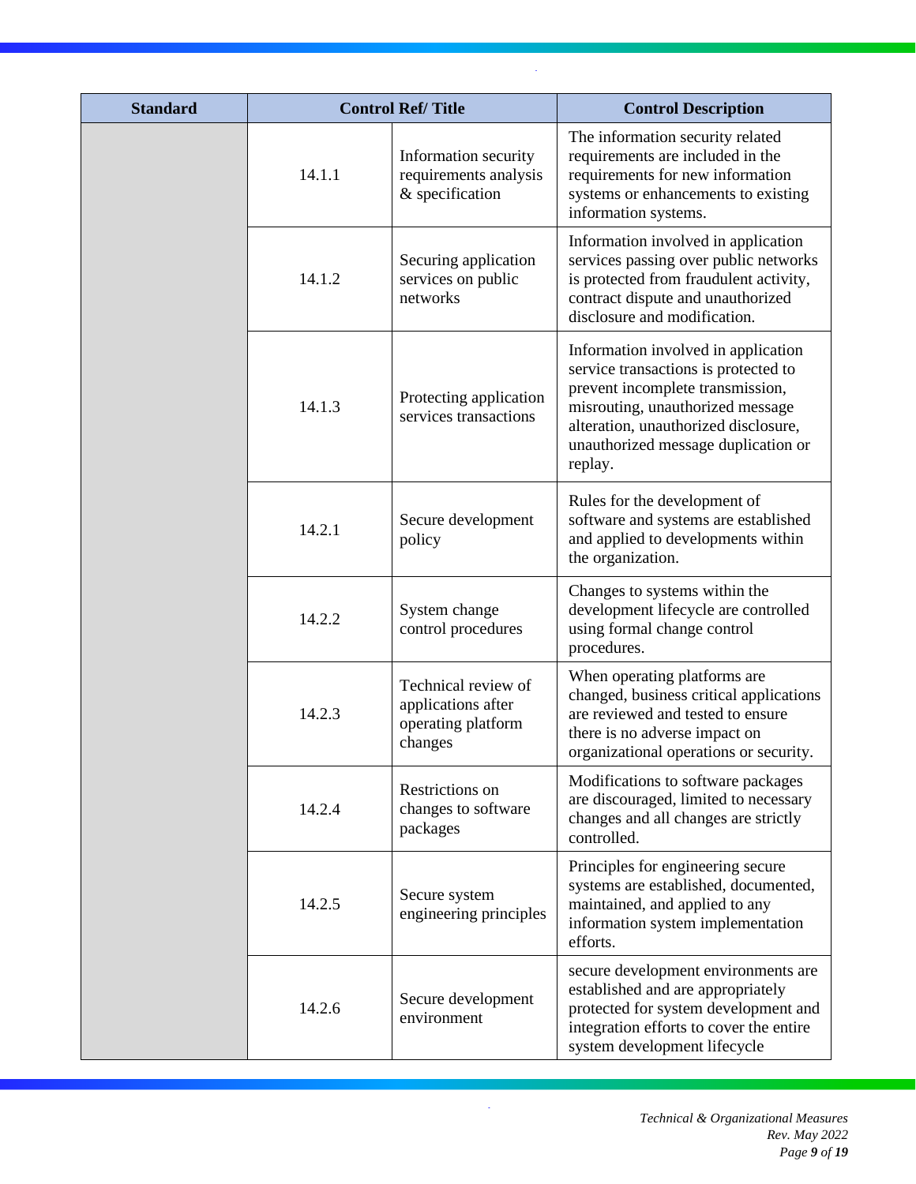| Standard | Control Ref/ Title | | Control Description |
|---|---|---|---|
| | 14.1.1 | Information security requirements analysis & specification | The information security related requirements are included in the requirements for new information systems or enhancements to existing information systems. |
| | 14.1.2 | Securing application services on public networks | Information involved in application services passing over public networks is protected from fraudulent activity, contract dispute and unauthorized disclosure and modification. |
| | 14.1.3 | Protecting application services transactions | Information involved in application service transactions is protected to prevent incomplete transmission, misrouting, unauthorized message alteration, unauthorized disclosure, unauthorized message duplication or replay. |
| | 14.2.1 | Secure development policy | Rules for the development of software and systems are established and applied to developments within the organization. |
| | 14.2.2 | System change control procedures | Changes to systems within the development lifecycle are controlled using formal change control procedures. |
| | 14.2.3 | Technical review of applications after operating platform changes | When operating platforms are changed, business critical applications are reviewed and tested to ensure there is no adverse impact on organizational operations or security. |
| | 14.2.4 | Restrictions on changes to software packages | Modifications to software packages are discouraged, limited to necessary changes and all changes are strictly controlled. |
| | 14.2.5 | Secure system engineering principles | Principles for engineering secure systems are established, documented, maintained, and applied to any information system implementation efforts. |
| | 14.2.6 | Secure development environment | secure development environments are established and are appropriately protected for system development and integration efforts to cover the entire system development lifecycle |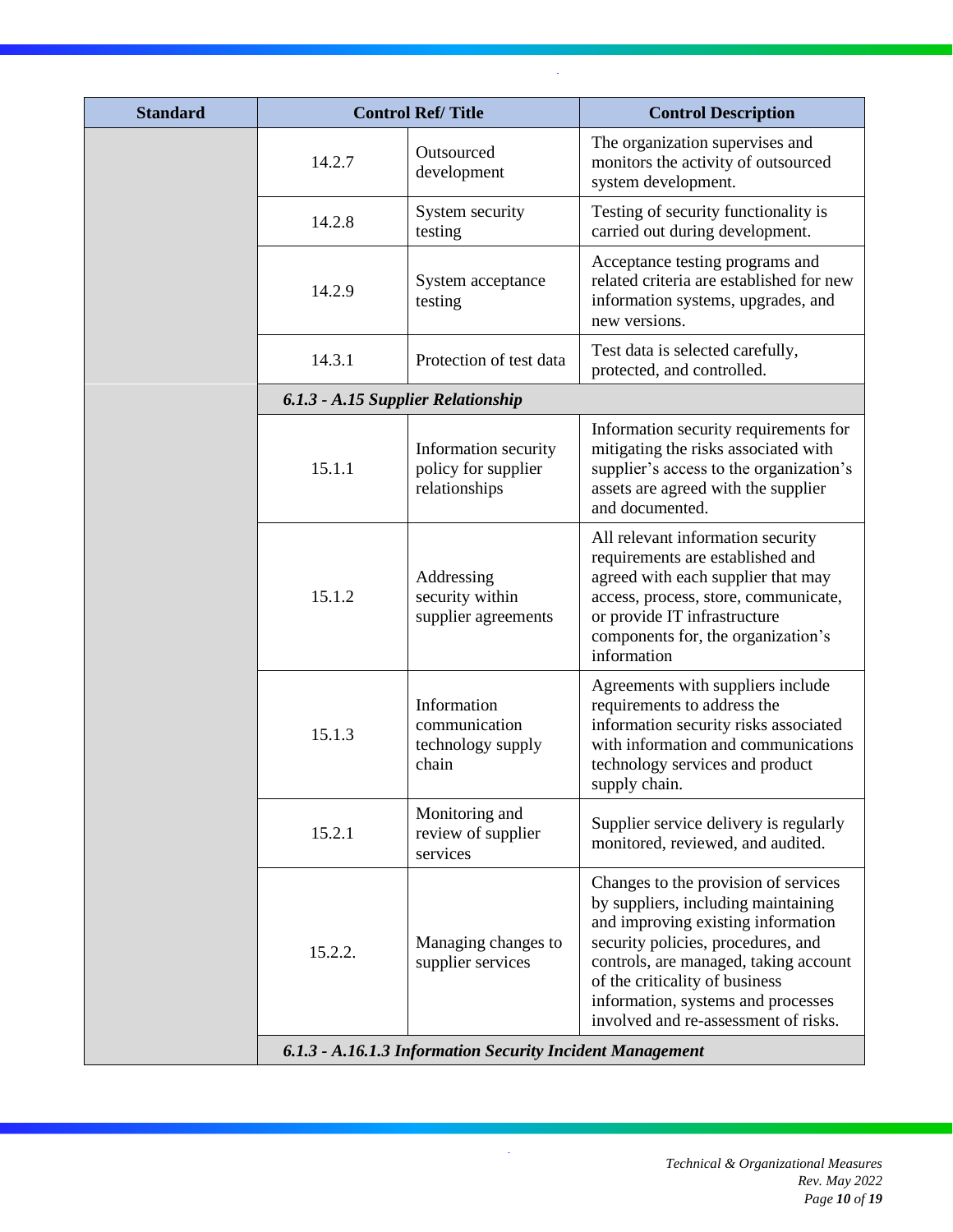| Standard | Control Ref/ Title | | Control Description |
|---|---|---|---|
| | 14.2.7 | Outsourced development | The organization supervises and monitors the activity of outsourced system development. |
| | 14.2.8 | System security testing | Testing of security functionality is carried out during development. |
| | 14.2.9 | System acceptance testing | Acceptance testing programs and related criteria are established for new information systems, upgrades, and new versions. |
| | 14.3.1 | Protection of test data | Test data is selected carefully, protected, and controlled. |
| | ***6.1.3 - A.15 Supplier Relationship*** | | |
| | 15.1.1 | Information security policy for supplier relationships | Information security requirements for mitigating the risks associated with supplier's access to the organization's assets are agreed with the supplier and documented. |
| | 15.1.2 | Addressing security within supplier agreements | All relevant information security requirements are established and agreed with each supplier that may access, process, store, communicate, or provide IT infrastructure components for, the organization's information |
| | 15.1.3 | Information communication technology supply chain | Agreements with suppliers include requirements to address the information security risks associated with information and communications technology services and product supply chain. |
| | 15.2.1 | Monitoring and review of supplier services | Supplier service delivery is regularly monitored, reviewed, and audited. |
| | 15.2.2. | Managing changes to supplier services | Changes to the provision of services by suppliers, including maintaining and improving existing information security policies, procedures, and controls, are managed, taking account of the criticality of business information, systems and processes involved and re-assessment of risks. |
| | ***6.1.3 - A.16.1.3 Information Security Incident Management*** | | |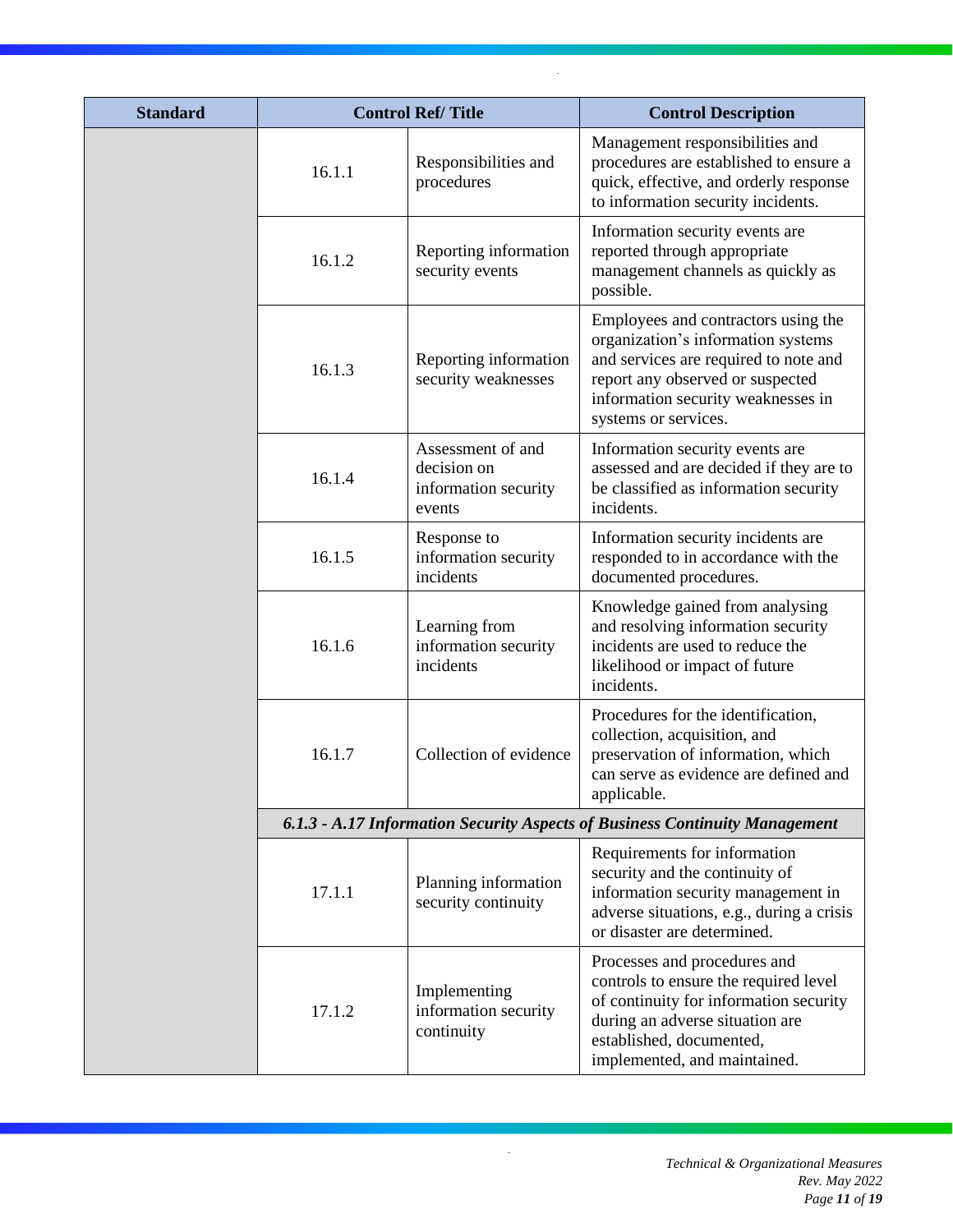| Standard | Control Ref/ Title | | Control Description |
|---|---|---|---|
| | 16.1.1 | Responsibilities and procedures | Management responsibilities and procedures are established to ensure a quick, effective, and orderly response to information security incidents. |
| | 16.1.2 | Reporting information security events | Information security events are reported through appropriate management channels as quickly as possible. |
| | 16.1.3 | Reporting information security weaknesses | Employees and contractors using the organization's information systems and services are required to note and report any observed or suspected information security weaknesses in systems or services. |
| | 16.1.4 | Assessment of and decision on information security events | Information security events are assessed and are decided if they are to be classified as information security incidents. |
| | 16.1.5 | Response to information security incidents | Information security incidents are responded to in accordance with the documented procedures. |
| | 16.1.6 | Learning from information security incidents | Knowledge gained from analysing and resolving information security incidents are used to reduce the likelihood or impact of future incidents. |
| | 16.1.7 | Collection of evidence | Procedures for the identification, collection, acquisition, and preservation of information, which can serve as evidence are defined and applicable. |
| | ***6.1.3 - A.17 Information Security Aspects of Business Continuity Management*** | | |
| | 17.1.1 | Planning information security continuity | Requirements for information security and the continuity of information security management in adverse situations, e.g., during a crisis or disaster are determined. |
| | 17.1.2 | Implementing information security continuity | Processes and procedures and controls to ensure the required level of continuity for information security during an adverse situation are established, documented, implemented, and maintained. |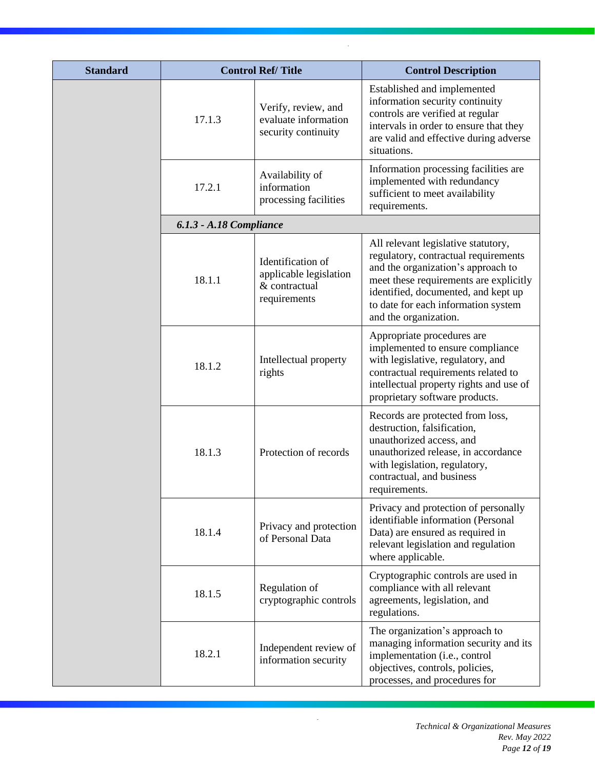| Standard | Control Ref/ Title | | Control Description |
|---|---|---|---|
| | 17.1.3 | Verify, review, and evaluate information security continuity | Established and implemented information security continuity controls are verified at regular intervals in order to ensure that they are valid and effective during adverse situations. |
| | 17.2.1 | Availability of information processing facilities | Information processing facilities are implemented with redundancy sufficient to meet availability requirements. |
| | ***6.1.3 - A.18 Compliance*** | | |
| | 18.1.1 | Identification of applicable legislation & contractual requirements | All relevant legislative statutory, regulatory, contractual requirements and the organization's approach to meet these requirements are explicitly identified, documented, and kept up to date for each information system and the organization. |
| | 18.1.2 | Intellectual property rights | Appropriate procedures are implemented to ensure compliance with legislative, regulatory, and contractual requirements related to intellectual property rights and use of proprietary software products. |
| | 18.1.3 | Protection of records | Records are protected from loss, destruction, falsification, unauthorized access, and unauthorized release, in accordance with legislation, regulatory, contractual, and business requirements. |
| | 18.1.4 | Privacy and protection of Personal Data | Privacy and protection of personally identifiable information (Personal Data) are ensured as required in relevant legislation and regulation where applicable. |
| | 18.1.5 | Regulation of cryptographic controls | Cryptographic controls are used in compliance with all relevant agreements, legislation, and regulations. |
| | 18.2.1 | Independent review of information security | The organization's approach to managing information security and its implementation (i.e., control objectives, controls, policies, processes, and procedures for |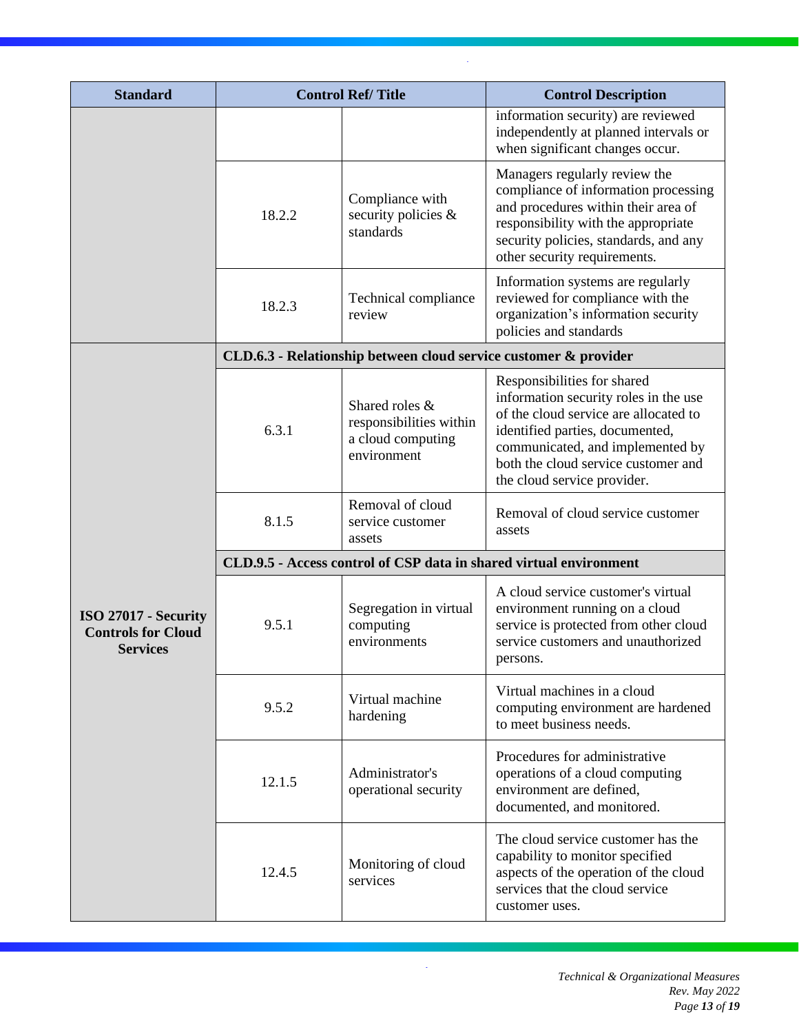| Standard | Control Ref/ Title | | Control Description |
|---|---|---|---|
| | | | information security) are reviewed independently at planned intervals or when significant changes occur. |
| | 18.2.2 | Compliance with security policies & standards | Managers regularly review the compliance of information processing and procedures within their area of responsibility with the appropriate security policies, standards, and any other security requirements. |
| | 18.2.3 | Technical compliance review | Information systems are regularly reviewed for compliance with the organization's information security policies and standards |
| **ISO 27017 - Security Controls for Cloud Services** | **CLD.6.3 - Relationship between cloud service customer & provider** | | |
| | 6.3.1 | Shared roles & responsibilities within a cloud computing environment | Responsibilities for shared information security roles in the use of the cloud service are allocated to identified parties, documented, communicated, and implemented by both the cloud service customer and the cloud service provider. |
| | 8.1.5 | Removal of cloud service customer assets | Removal of cloud service customer assets |
| | **CLD.9.5 - Access control of CSP data in shared virtual environment** | | |
| | 9.5.1 | Segregation in virtual computing environments | A cloud service customer's virtual environment running on a cloud service is protected from other cloud service customers and unauthorized persons. |
| | 9.5.2 | Virtual machine hardening | Virtual machines in a cloud computing environment are hardened to meet business needs. |
| | 12.1.5 | Administrator's operational security | Procedures for administrative operations of a cloud computing environment are defined, documented, and monitored. |
| | 12.4.5 | Monitoring of cloud services | The cloud service customer has the capability to monitor specified aspects of the operation of the cloud services that the cloud service customer uses. |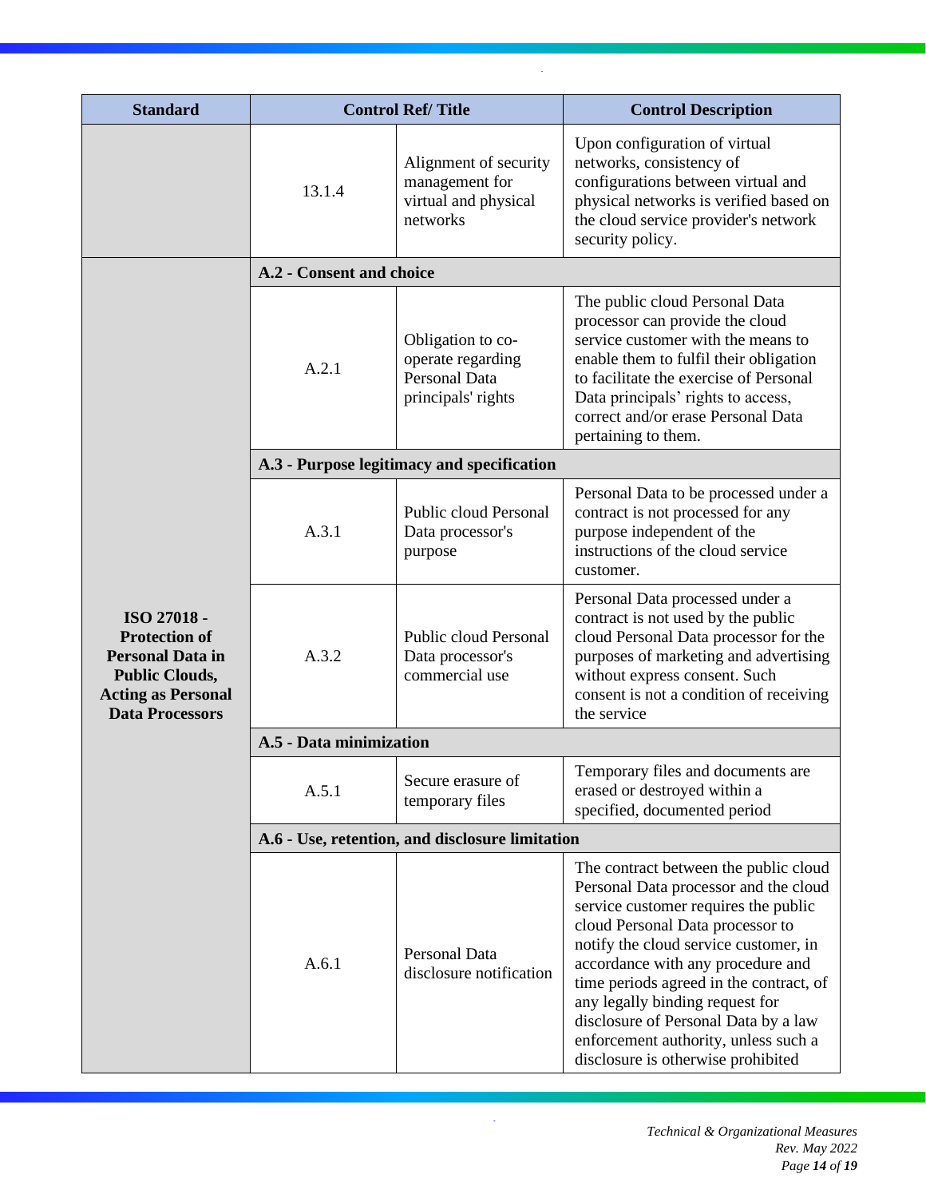| Standard | Control Ref/ Title | | Control Description |
|---|---|---|---|
| | 13.1.4 | Alignment of security management for virtual and physical networks | Upon configuration of virtual networks, consistency of configurations between virtual and physical networks is verified based on the cloud service provider's network security policy. |
| **ISO 27018 - Protection of Personal Data in Public Clouds, Acting as Personal Data Processors** | **A.2 - Consent and choice** | | |
| | A.2.1 | Obligation to co-operate regarding Personal Data principals' rights | The public cloud Personal Data processor can provide the cloud service customer with the means to enable them to fulfil their obligation to facilitate the exercise of Personal Data principals' rights to access, correct and/or erase Personal Data pertaining to them. |
| | **A.3 - Purpose legitimacy and specification** | | |
| | A.3.1 | Public cloud Personal Data processor's purpose | Personal Data to be processed under a contract is not processed for any purpose independent of the instructions of the cloud service customer. |
| | A.3.2 | Public cloud Personal Data processor's commercial use | Personal Data processed under a contract is not used by the public cloud Personal Data processor for the purposes of marketing and advertising without express consent. Such consent is not a condition of receiving the service |
| | **A.5 - Data minimization** | | |
| | A.5.1 | Secure erasure of temporary files | Temporary files and documents are erased or destroyed within a specified, documented period |
| | **A.6 - Use, retention, and disclosure limitation** | | |
| | A.6.1 | Personal Data disclosure notification | The contract between the public cloud Personal Data processor and the cloud service customer requires the public cloud Personal Data processor to notify the cloud service customer, in accordance with any procedure and time periods agreed in the contract, of any legally binding request for disclosure of Personal Data by a law enforcement authority, unless such a disclosure is otherwise prohibited |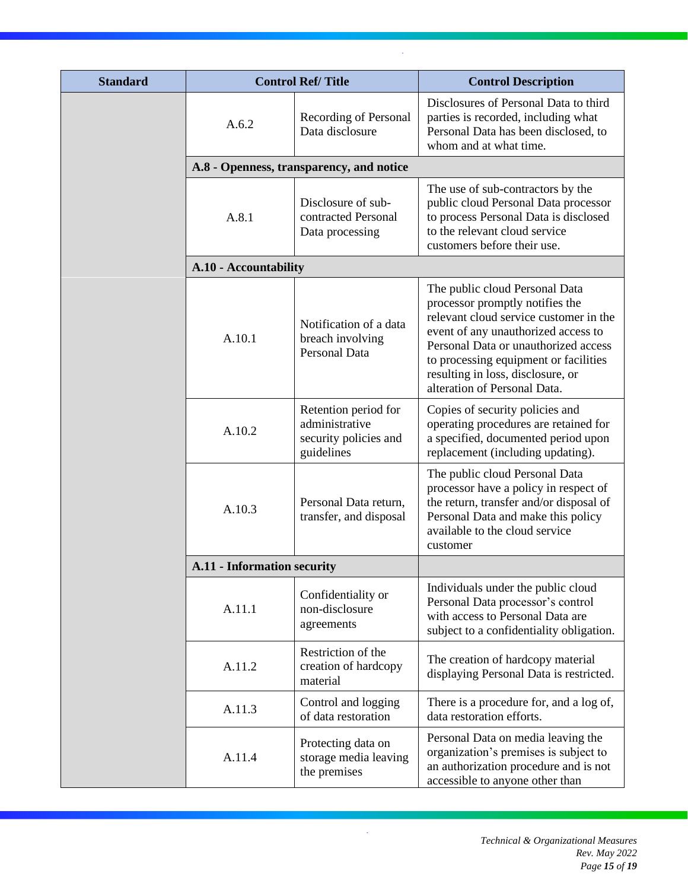| Standard | Control Ref/ Title | | Control Description |
|---|---|---|---|
| | A.6.2 | Recording of Personal Data disclosure | Disclosures of Personal Data to third parties is recorded, including what Personal Data has been disclosed, to whom and at what time. |
| | **A.8 - Openness, transparency, and notice** | | |
| | A.8.1 | Disclosure of sub-contracted Personal Data processing | The use of sub-contractors by the public cloud Personal Data processor to process Personal Data is disclosed to the relevant cloud service customers before their use. |
| | **A.10 - Accountability** | | |
| | A.10.1 | Notification of a data breach involving Personal Data | The public cloud Personal Data processor promptly notifies the relevant cloud service customer in the event of any unauthorized access to Personal Data or unauthorized access to processing equipment or facilities resulting in loss, disclosure, or alteration of Personal Data. |
| | A.10.2 | Retention period for administrative security policies and guidelines | Copies of security policies and operating procedures are retained for a specified, documented period upon replacement (including updating). |
| | A.10.3 | Personal Data return, transfer, and disposal | The public cloud Personal Data processor have a policy in respect of the return, transfer and/or disposal of Personal Data and make this policy available to the cloud service customer |
| | **A.11 - Information security** | | |
| | A.11.1 | Confidentiality or non-disclosure agreements | Individuals under the public cloud Personal Data processor's control with access to Personal Data are subject to a confidentiality obligation. |
| | A.11.2 | Restriction of the creation of hardcopy material | The creation of hardcopy material displaying Personal Data is restricted. |
| | A.11.3 | Control and logging of data restoration | There is a procedure for, and a log of, data restoration efforts. |
| | A.11.4 | Protecting data on storage media leaving the premises | Personal Data on media leaving the organization's premises is subject to an authorization procedure and is not accessible to anyone other than |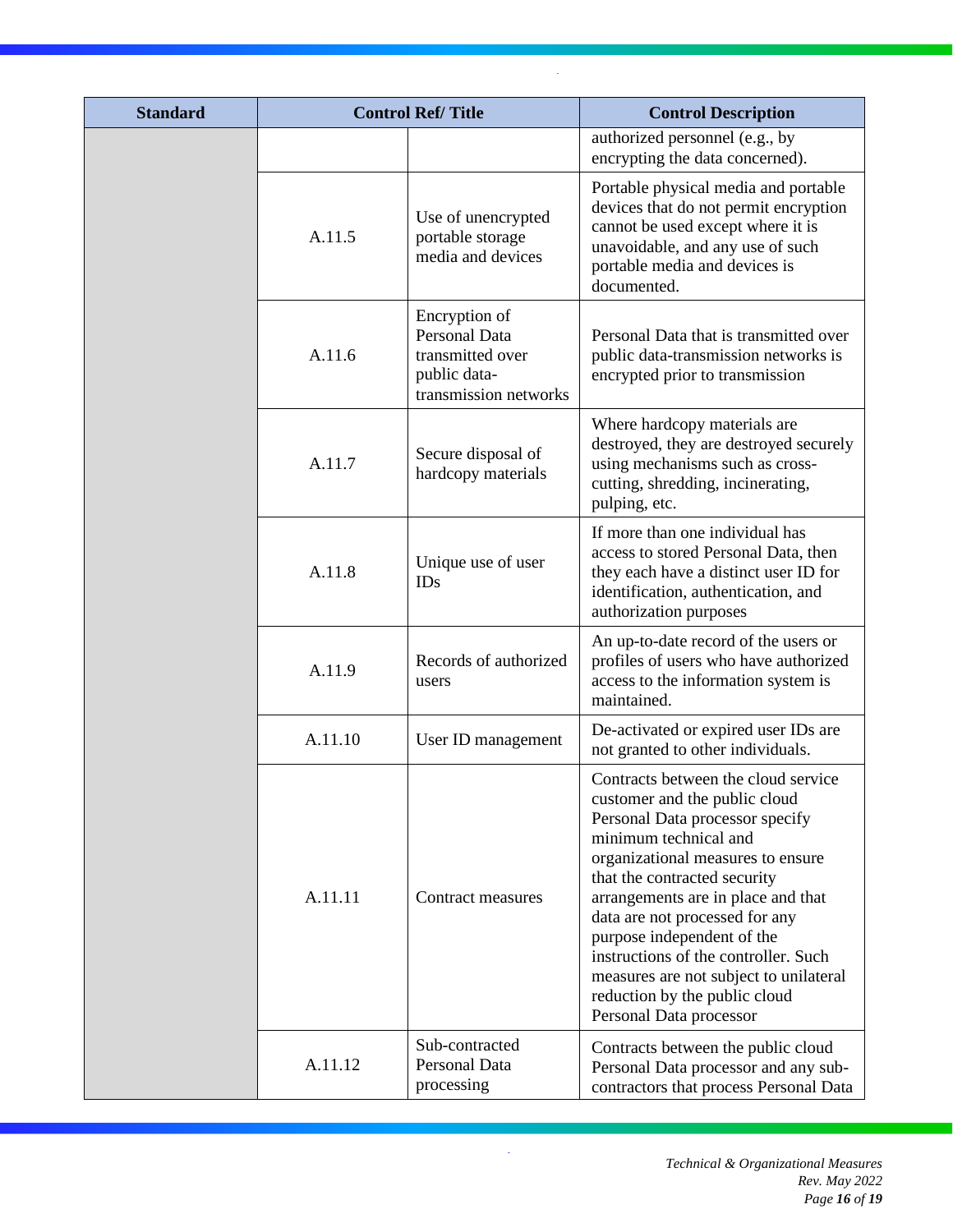| Standard | Control Ref/ Title | | Control Description |
|---|---|---|---|
| | | | authorized personnel (e.g., by encrypting the data concerned). |
| | A.11.5 | Use of unencrypted portable storage media and devices | Portable physical media and portable devices that do not permit encryption cannot be used except where it is unavoidable, and any use of such portable media and devices is documented. |
| | A.11.6 | Encryption of Personal Data transmitted over public data-transmission networks | Personal Data that is transmitted over public data-transmission networks is encrypted prior to transmission |
| | A.11.7 | Secure disposal of hardcopy materials | Where hardcopy materials are destroyed, they are destroyed securely using mechanisms such as cross-cutting, shredding, incinerating, pulping, etc. |
| | A.11.8 | Unique use of user IDs | If more than one individual has access to stored Personal Data, then they each have a distinct user ID for identification, authentication, and authorization purposes |
| | A.11.9 | Records of authorized users | An up-to-date record of the users or profiles of users who have authorized access to the information system is maintained. |
| | A.11.10 | User ID management | De-activated or expired user IDs are not granted to other individuals. |
| | A.11.11 | Contract measures | Contracts between the cloud service customer and the public cloud Personal Data processor specify minimum technical and organizational measures to ensure that the contracted security arrangements are in place and that data are not processed for any purpose independent of the instructions of the controller. Such measures are not subject to unilateral reduction by the public cloud Personal Data processor |
| | A.11.12 | Sub-contracted Personal Data processing | Contracts between the public cloud Personal Data processor and any sub-contractors that process Personal Data |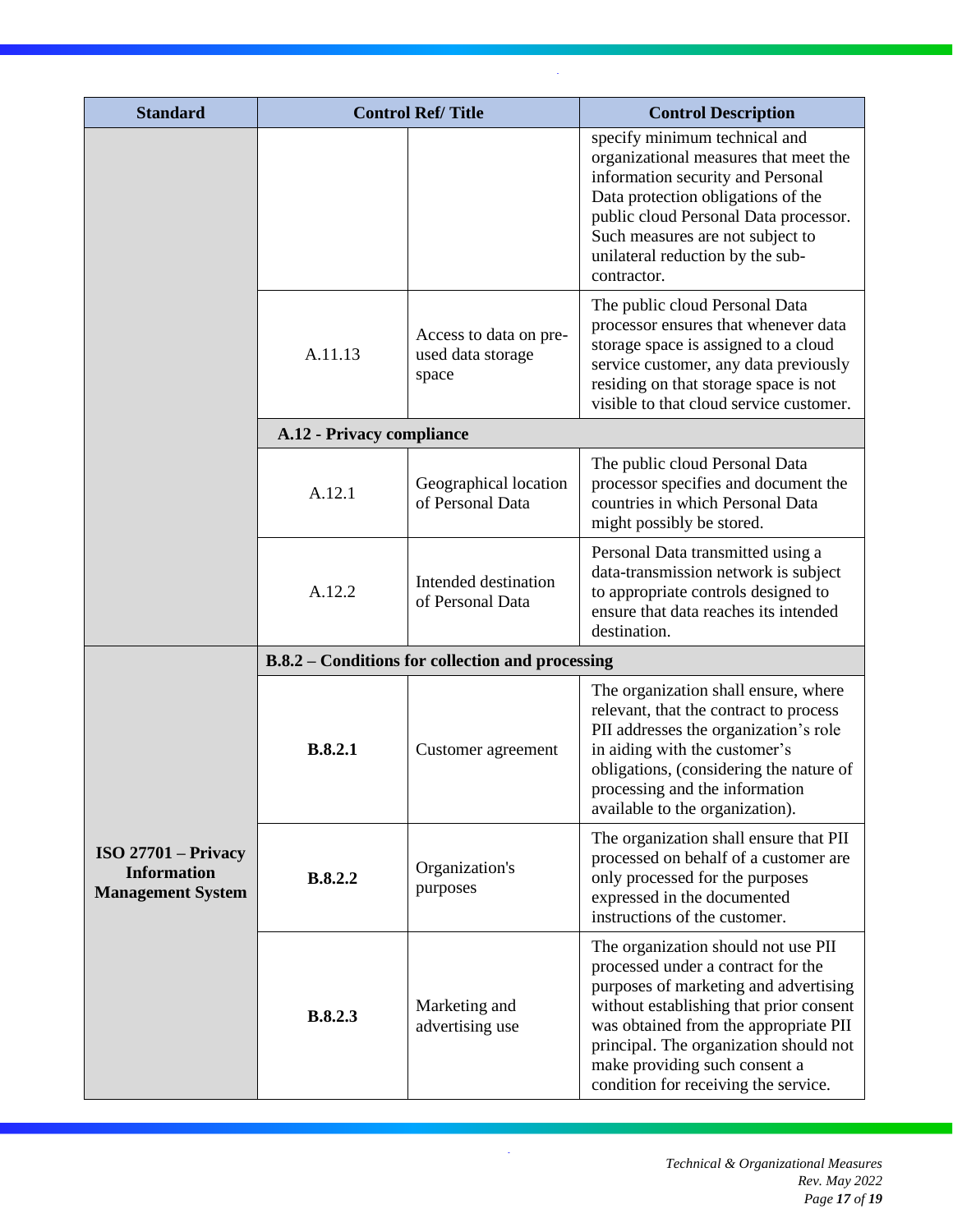| Standard | Control Ref/ Title | | Control Description |
|---|---|---|---|
| | | | specify minimum technical and organizational measures that meet the information security and Personal Data protection obligations of the public cloud Personal Data processor. Such measures are not subject to unilateral reduction by the sub-contractor. |
| | A.11.13 | Access to data on pre-used data storage space | The public cloud Personal Data processor ensures that whenever data storage space is assigned to a cloud service customer, any data previously residing on that storage space is not visible to that cloud service customer. |
| | **A.12 - Privacy compliance** | | |
| | A.12.1 | Geographical location of Personal Data | The public cloud Personal Data processor specifies and document the countries in which Personal Data might possibly be stored. |
| | A.12.2 | Intended destination of Personal Data | Personal Data transmitted using a data-transmission network is subject to appropriate controls designed to ensure that data reaches its intended destination. |
| **ISO 27701 – Privacy Information Management System** | **B.8.2 – Conditions for collection and processing** | | |
| | **B.8.2.1** | Customer agreement | The organization shall ensure, where relevant, that the contract to process PII addresses the organization's role in aiding with the customer's obligations, (considering the nature of processing and the information available to the organization). |
| | **B.8.2.2** | Organization's purposes | The organization shall ensure that PII processed on behalf of a customer are only processed for the purposes expressed in the documented instructions of the customer. |
| | **B.8.2.3** | Marketing and advertising use | The organization should not use PII processed under a contract for the purposes of marketing and advertising without establishing that prior consent was obtained from the appropriate PII principal. The organization should not make providing such consent a condition for receiving the service. |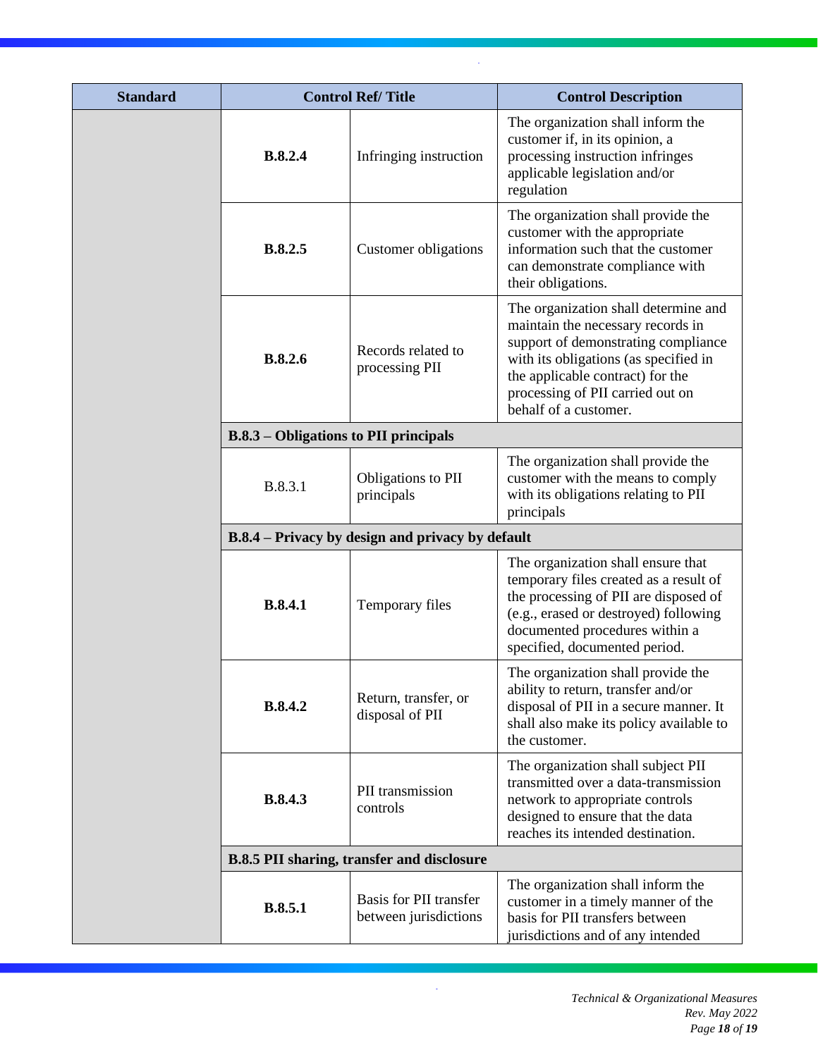| Standard | Control Ref/ Title | | Control Description |
|---|---|---|---|
| | **B.8.2.4** | Infringing instruction | The organization shall inform the customer if, in its opinion, a processing instruction infringes applicable legislation and/or regulation |
| | **B.8.2.5** | Customer obligations | The organization shall provide the customer with the appropriate information such that the customer can demonstrate compliance with their obligations. |
| | **B.8.2.6** | Records related to processing PII | The organization shall determine and maintain the necessary records in support of demonstrating compliance with its obligations (as specified in the applicable contract) for the processing of PII carried out on behalf of a customer. |
| | **B.8.3 – Obligations to PII principals** | | |
| | B.8.3.1 | Obligations to PII principals | The organization shall provide the customer with the means to comply with its obligations relating to PII principals |
| | **B.8.4 – Privacy by design and privacy by default** | | |
| | **B.8.4.1** | Temporary files | The organization shall ensure that temporary files created as a result of the processing of PII are disposed of (e.g., erased or destroyed) following documented procedures within a specified, documented period. |
| | **B.8.4.2** | Return, transfer, or disposal of PII | The organization shall provide the ability to return, transfer and/or disposal of PII in a secure manner. It shall also make its policy available to the customer. |
| | **B.8.4.3** | PII transmission controls | The organization shall subject PII transmitted over a data-transmission network to appropriate controls designed to ensure that the data reaches its intended destination. |
| | **B.8.5 PII sharing, transfer and disclosure** | | |
| | **B.8.5.1** | Basis for PII transfer between jurisdictions | The organization shall inform the customer in a timely manner of the basis for PII transfers between jurisdictions and of any intended |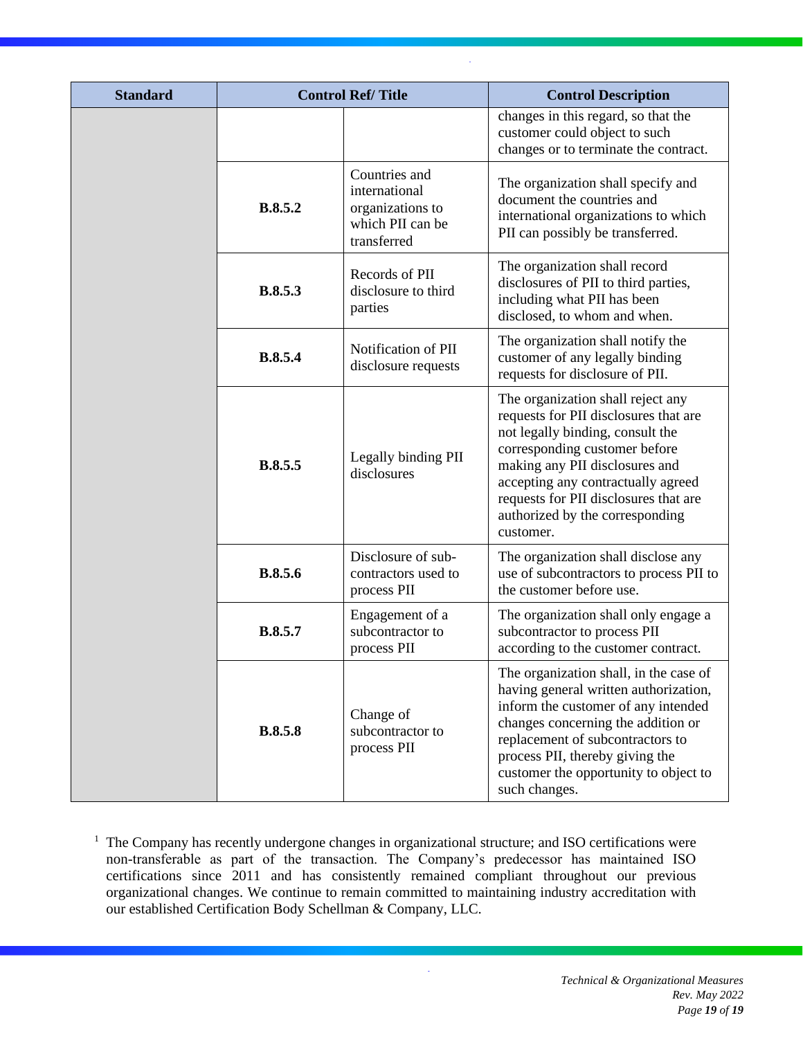| Standard | Control Ref/ Title | | Control Description |
|---|---|---|---|
| | | | changes in this regard, so that the customer could object to such changes or to terminate the contract. |
| | **B.8.5.2** | Countries and international organizations to which PII can be transferred | The organization shall specify and document the countries and international organizations to which PII can possibly be transferred. |
| | **B.8.5.3** | Records of PII disclosure to third parties | The organization shall record disclosures of PII to third parties, including what PII has been disclosed, to whom and when. |
| | **B.8.5.4** | Notification of PII disclosure requests | The organization shall notify the customer of any legally binding requests for disclosure of PII. |
| | **B.8.5.5** | Legally binding PII disclosures | The organization shall reject any requests for PII disclosures that are not legally binding, consult the corresponding customer before making any PII disclosures and accepting any contractually agreed requests for PII disclosures that are authorized by the corresponding customer. |
| | **B.8.5.6** | Disclosure of sub-contractors used to process PII | The organization shall disclose any use of subcontractors to process PII to the customer before use. |
| | **B.8.5.7** | Engagement of a subcontractor to process PII | The organization shall only engage a subcontractor to process PII according to the customer contract. |
| | **B.8.5.8** | Change of subcontractor to process PII | The organization shall, in the case of having general written authorization, inform the customer of any intended changes concerning the addition or replacement of subcontractors to process PII, thereby giving the customer the opportunity to object to such changes. |

[1] The Company has recently undergone changes in organizational structure; and ISO certifications were non-transferable as part of the transaction. The Company's predecessor has maintained ISO certifications since 2011 and has consistently remained compliant throughout our previous organizational changes. We continue to remain committed to maintaining industry accreditation with our established Certification Body Schellman & Company, LLC.